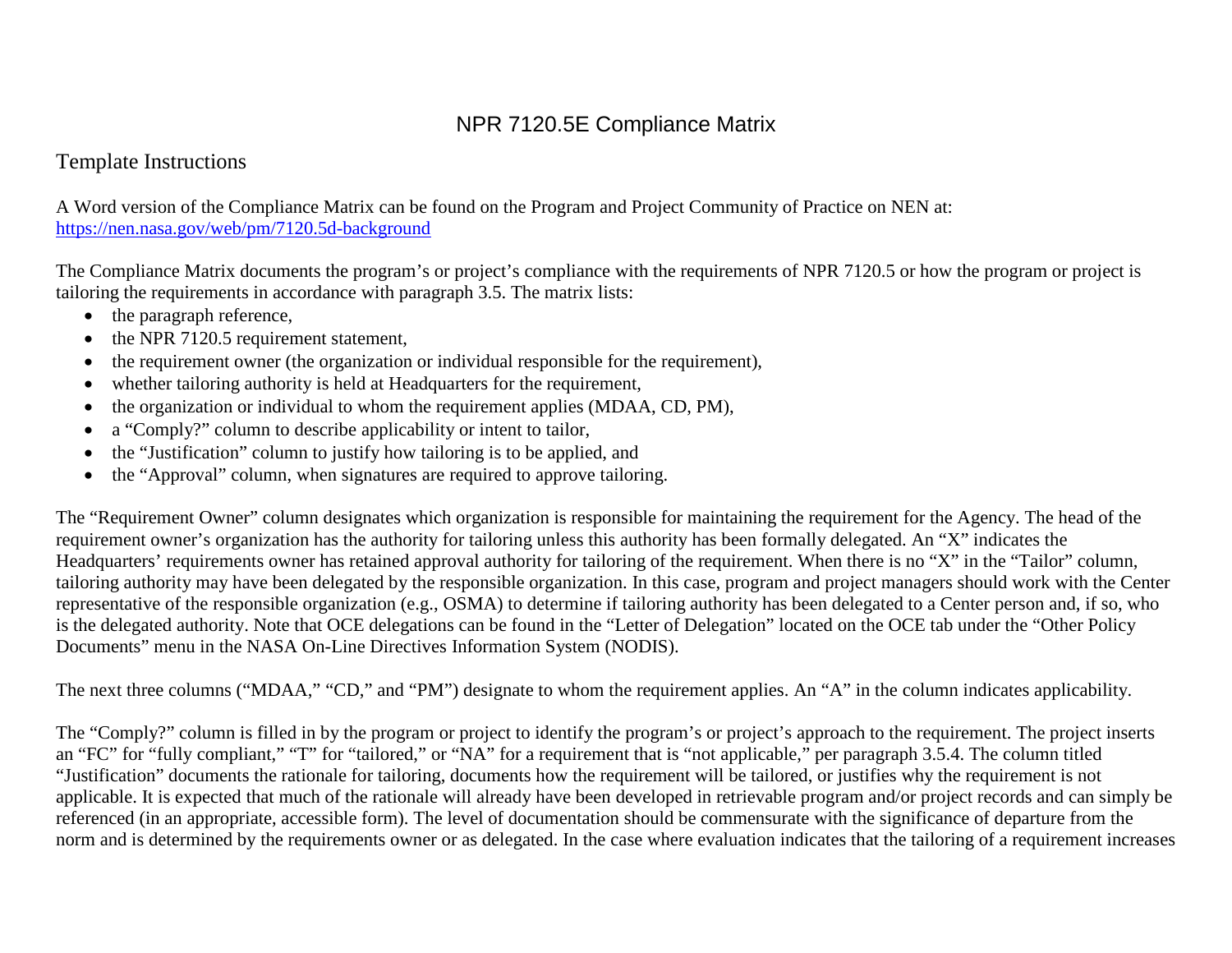# NPR 7120.5E Compliance Matrix

## Template Instructions

A Word version of the Compliance Matrix can be found on the Program and Project Community of Practice on NEN at: https://nen.nasa.gov/web/pm/7120.5d-background

The Compliance Matrix documents the program's or project's compliance with the requirements of NPR 7120.5 or how the program or project is tailoring the requirements in accordance with paragraph 3.5. The matrix lists:

- the paragraph reference,
- the NPR 7120.5 requirement statement,
- the requirement owner (the organization or individual responsible for the requirement),
- whether tailoring authority is held at Headquarters for the requirement,
- the organization or individual to whom the requirement applies (MDAA, CD, PM),
- a "Comply?" column to describe applicability or intent to tailor,
- the "Justification" column to justify how tailoring is to be applied, and
- the "Approval" column, when signatures are required to approve tailoring.

The "Requirement Owner" column designates which organization is responsible for maintaining the requirement for the Agency. The head of the requirement owner's organization has the authority for tailoring unless this authority has been formally delegated. An "X" indicates the Headquarters' requirements owner has retained approval authority for tailoring of the requirement. When there is no "X" in the "Tailor" column, tailoring authority may have been delegated by the responsible organization. In this case, program and project managers should work with the Center representative of the responsible organization (e.g., OSMA) to determine if tailoring authority has been delegated to a Center person and, if so, who is the delegated authority. Note that OCE delegations can be found in the "Letter of Delegation" located on the OCE tab under the "Other Policy Documents" menu in the NASA On-Line Directives Information System (NODIS).

The next three columns ("MDAA," "CD," and "PM") designate to whom the requirement applies. An "A" in the column indicates applicability.

The "Comply?" column is filled in by the program or project to identify the program's or project's approach to the requirement. The project inserts an "FC" for "fully compliant," "T" for "tailored," or "NA" for a requirement that is "not applicable," per paragraph 3.5.4. The column titled "Justification" documents the rationale for tailoring, documents how the requirement will be tailored, or justifies why the requirement is not applicable. It is expected that much of the rationale will already have been developed in retrievable program and/or project records and can simply be referenced (in an appropriate, accessible form). The level of documentation should be commensurate with the significance of departure from the norm and is determined by the requirements owner or as delegated. In the case where evaluation indicates that the tailoring of a requirement increases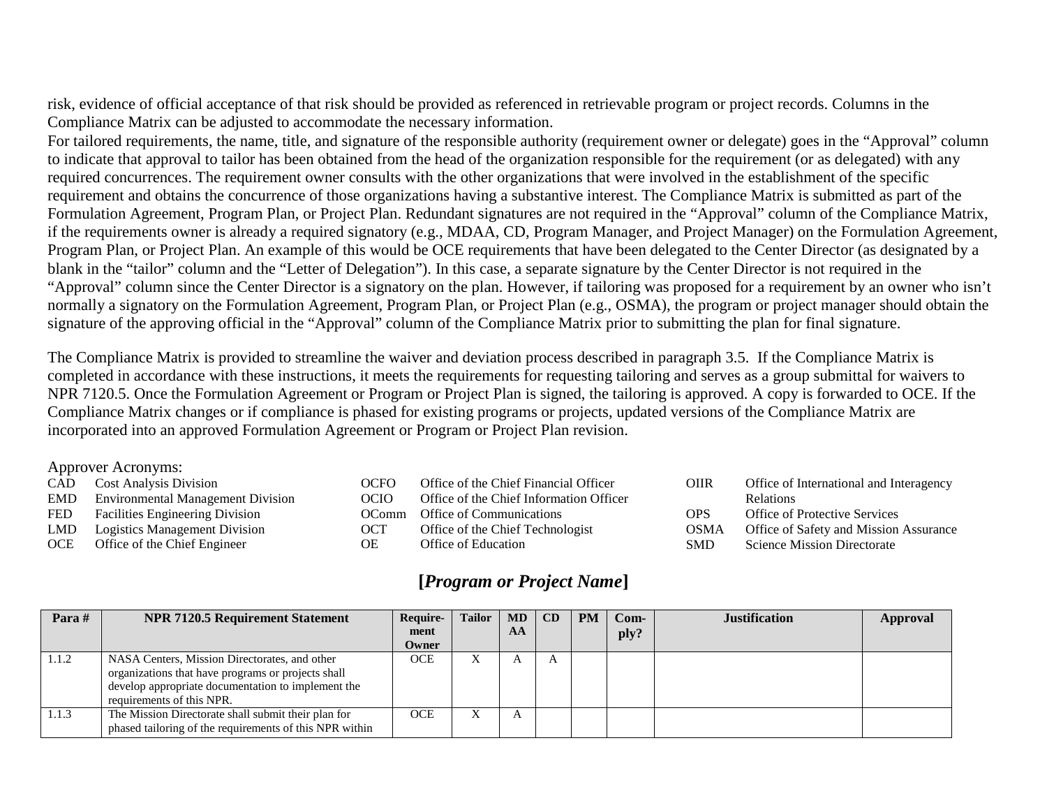risk, evidence of official acceptance of that risk should be provided as referenced in retrievable program or project records. Columns in the Compliance Matrix can be adjusted to accommodate the necessary information.

For tailored requirements, the name, title, and signature of the responsible authority (requirement owner or delegate) goes in the "Approval" column to indicate that approval to tailor has been obtained from the head of the organization responsible for the requirement (or as delegated) with any required concurrences. The requirement owner consults with the other organizations that were involved in the establishment of the specific requirement and obtains the concurrence of those organizations having a substantive interest. The Compliance Matrix is submitted as part of the Formulation Agreement, Program Plan, or Project Plan. Redundant signatures are not required in the "Approval" column of the Compliance Matrix, if the requirements owner is already a required signatory (e.g., MDAA, CD, Program Manager, and Project Manager) on the Formulation Agreement, Program Plan, or Project Plan. An example of this would be OCE requirements that have been delegated to the Center Director (as designated by a blank in the "tailor" column and the "Letter of Delegation"). In this case, a separate signature by the Center Director is not required in the "Approval" column since the Center Director is a signatory on the plan. However, if tailoring was proposed for a requirement by an owner who isn't normally a signatory on the Formulation Agreement, Program Plan, or Project Plan (e.g., OSMA), the program or project manager should obtain the signature of the approving official in the "Approval" column of the Compliance Matrix prior to submitting the plan for final signature.

The Compliance Matrix is provided to streamline the waiver and deviation process described in paragraph 3.5. If the Compliance Matrix is completed in accordance with these instructions, it meets the requirements for requesting tailoring and serves as a group submittal for waivers to NPR 7120.5. Once the Formulation Agreement or Program or Project Plan is signed, the tailoring is approved. A copy is forwarded to OCE. If the Compliance Matrix changes or if compliance is phased for existing programs or projects, updated versions of the Compliance Matrix are incorporated into an approved Formulation Agreement or Program or Project Plan revision.

Approver Acronyms:

- CAD Cost Analysis Division
- EMD Environmental Management Division
- FED Facilities Engineering Division
- LMD Logistics Management Division
- OCE Office of the Chief Engineer
- OCFO Office of the Chief Financial Officer
- OCIO Office of the Chief Information Officer
- OComm Office of Communications
- OCT Office of the Chief Technologist
- OE Office of Education
- OIIR Office of International and Interagency Relations
- OPS Office of Protective Services
- OSMA Office of Safety and Mission Assurance
- SMD Science Mission Directorate

## [*Program or Project Name*]

| Para # | NPR 7120.5 Requirement Statement | Requirement Owner | Tailor | MDAA | CD | PM | Comply? | Justification | Approval |
|---|---|---|---|---|---|---|---|---|---|
| 1.1.2 | NASA Centers, Mission Directorates, and other organizations that have programs or projects shall develop appropriate documentation to implement the requirements of this NPR. | OCE | X | A | A | | | | |
| 1.1.3 | The Mission Directorate shall submit their plan for phased tailoring of the requirements of this NPR within | OCE | X | A | | | | | |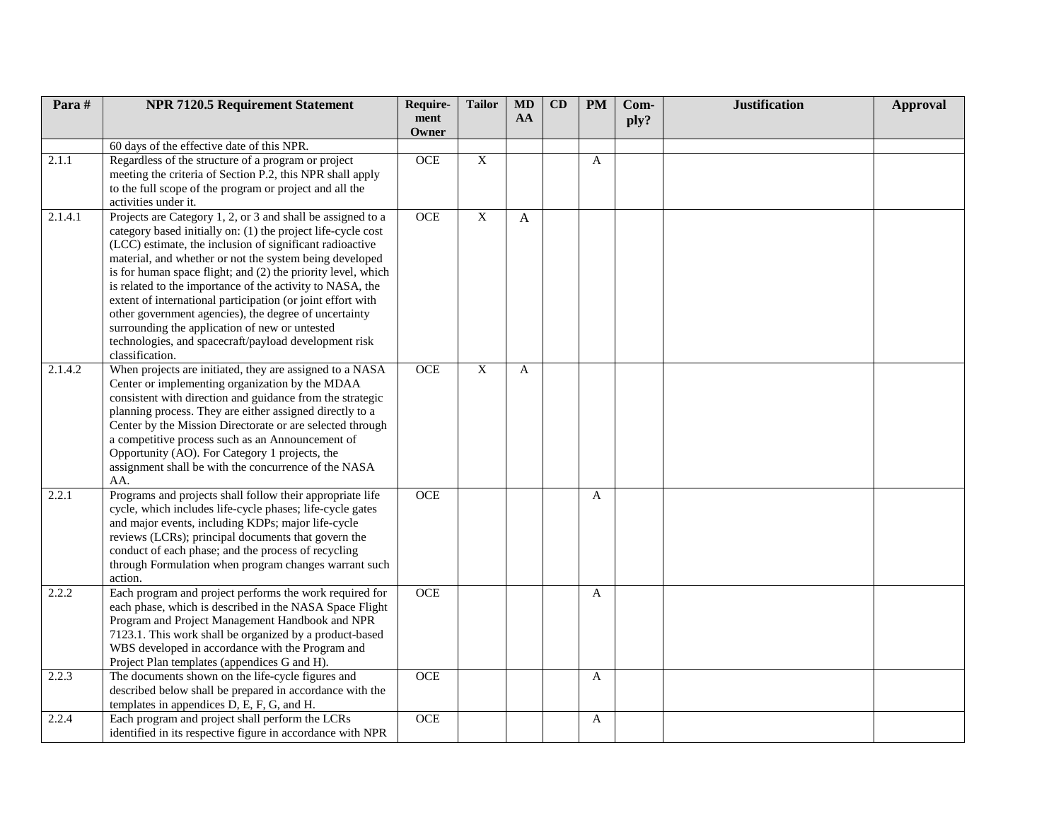| Para # | NPR 7120.5 Requirement Statement | Require-ment Owner | Tailor | MDAA | CD | PM | Com-ply? | Justification | Approval |
|---|---|---|---|---|---|---|---|---|---|
| | 60 days of the effective date of this NPR. | | | | | | | | |
| 2.1.1 | Regardless of the structure of a program or project meeting the criteria of Section P.2, this NPR shall apply to the full scope of the program or project and all the activities under it. | OCE | X | | | A | | | |
| 2.1.4.1 | Projects are Category 1, 2, or 3 and shall be assigned to a category based initially on: (1) the project life-cycle cost (LCC) estimate, the inclusion of significant radioactive material, and whether or not the system being developed is for human space flight; and (2) the priority level, which is related to the importance of the activity to NASA, the extent of international participation (or joint effort with other government agencies), the degree of uncertainty surrounding the application of new or untested technologies, and spacecraft/payload development risk classification. | OCE | X | A | | | | | |
| 2.1.4.2 | When projects are initiated, they are assigned to a NASA Center or implementing organization by the MDAA consistent with direction and guidance from the strategic planning process. They are either assigned directly to a Center by the Mission Directorate or are selected through a competitive process such as an Announcement of Opportunity (AO). For Category 1 projects, the assignment shall be with the concurrence of the NASA AA. | OCE | X | A | | | | | |
| 2.2.1 | Programs and projects shall follow their appropriate life cycle, which includes life-cycle phases; life-cycle gates and major events, including KDPs; major life-cycle reviews (LCRs); principal documents that govern the conduct of each phase; and the process of recycling through Formulation when program changes warrant such action. | OCE | | | | A | | | |
| 2.2.2 | Each program and project performs the work required for each phase, which is described in the NASA Space Flight Program and Project Management Handbook and NPR 7123.1. This work shall be organized by a product-based WBS developed in accordance with the Program and Project Plan templates (appendices G and H). | OCE | | | | A | | | |
| 2.2.3 | The documents shown on the life-cycle figures and described below shall be prepared in accordance with the templates in appendices D, E, F, G, and H. | OCE | | | | A | | | |
| 2.2.4 | Each program and project shall perform the LCRs identified in its respective figure in accordance with NPR | OCE | | | | A | | | |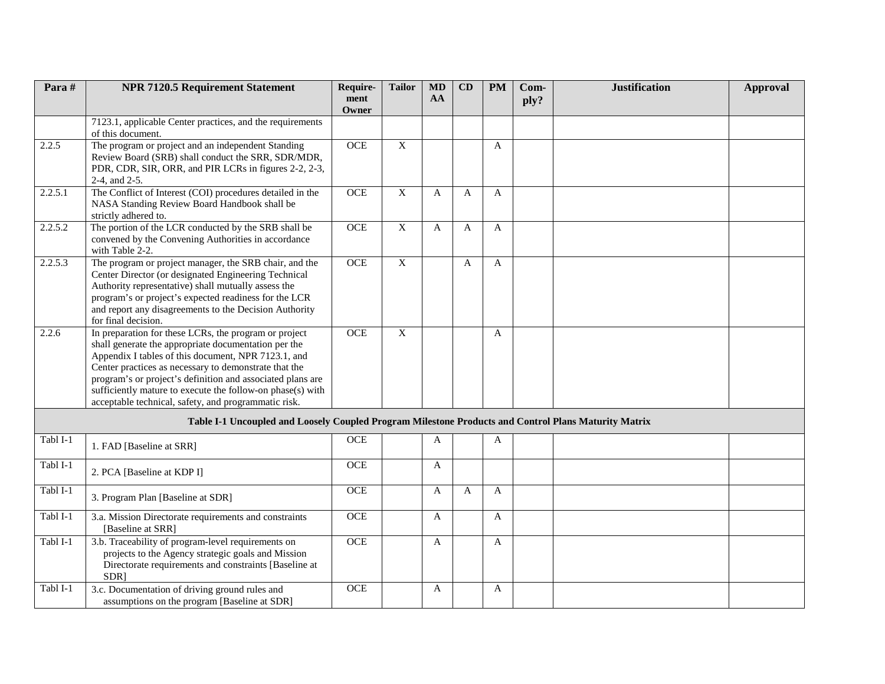| Para # | NPR 7120.5 Requirement Statement | Require-ment Owner | Tailor | MD AA | CD | PM | Com-ply? | Justification | Approval |
|---|---|---|---|---|---|---|---|---|---|
| | 7123.1, applicable Center practices, and the requirements of this document. | | | | | | | | |
| 2.2.5 | The program or project and an independent Standing Review Board (SRB) shall conduct the SRR, SDR/MDR, PDR, CDR, SIR, ORR, and PIR LCRs in figures 2-2, 2-3, 2-4, and 2-5. | OCE | X | | | A | | | |
| 2.2.5.1 | The Conflict of Interest (COI) procedures detailed in the NASA Standing Review Board Handbook shall be strictly adhered to. | OCE | X | A | A | A | | | |
| 2.2.5.2 | The portion of the LCR conducted by the SRB shall be convened by the Convening Authorities in accordance with Table 2-2. | OCE | X | A | A | A | | | |
| 2.2.5.3 | The program or project manager, the SRB chair, and the Center Director (or designated Engineering Technical Authority representative) shall mutually assess the program's or project's expected readiness for the LCR and report any disagreements to the Decision Authority for final decision. | OCE | X | | A | A | | | |
| 2.2.6 | In preparation for these LCRs, the program or project shall generate the appropriate documentation per the Appendix I tables of this document, NPR 7123.1, and Center practices as necessary to demonstrate that the program's or project's definition and associated plans are sufficiently mature to execute the follow-on phase(s) with acceptable technical, safety, and programmatic risk. | OCE | X | | | A | | | |
| **Table I-1 Uncoupled and Loosely Coupled Program Milestone Products and Control Plans Maturity Matrix** | | | | | | | | | |
| Tabl I-1 | 1. FAD [Baseline at SRR] | OCE | | A | | A | | | |
| Tabl I-1 | 2. PCA [Baseline at KDP I] | OCE | | A | | | | | |
| Tabl I-1 | 3. Program Plan [Baseline at SDR] | OCE | | A | A | A | | | |
| Tabl I-1 | 3.a. Mission Directorate requirements and constraints [Baseline at SRR] | OCE | | A | | A | | | |
| Tabl I-1 | 3.b. Traceability of program-level requirements on projects to the Agency strategic goals and Mission Directorate requirements and constraints [Baseline at SDR] | OCE | | A | | A | | | |
| Tabl I-1 | 3.c. Documentation of driving ground rules and assumptions on the program [Baseline at SDR] | OCE | | A | | A | | | |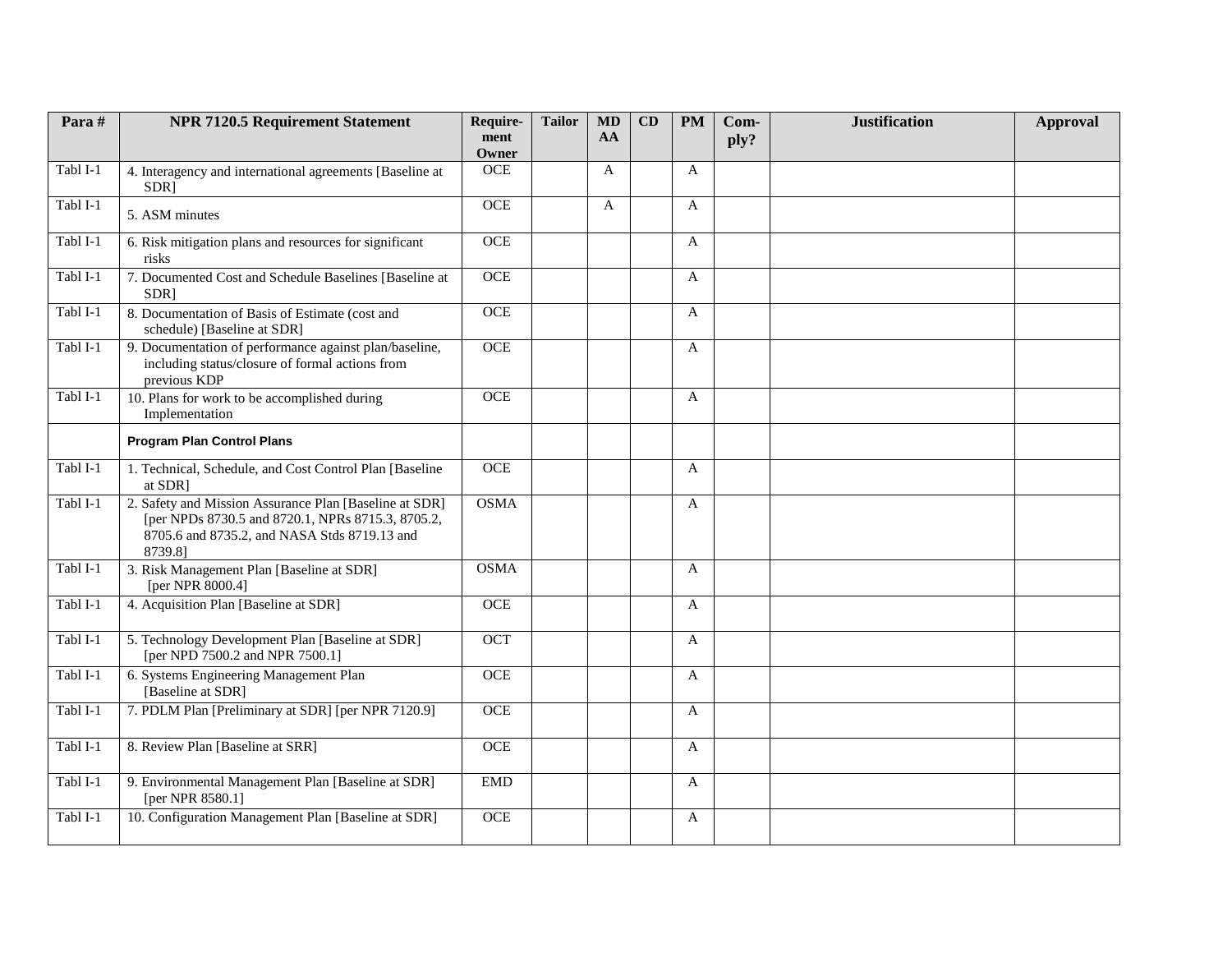| Para # | NPR 7120.5 Requirement Statement | Require-ment Owner | Tailor | MD AA | CD | PM | Com-ply? | Justification | Approval |
|---|---|---|---|---|---|---|---|---|---|
| Tabl I-1 | 4. Interagency and international agreements [Baseline at SDR] | OCE | | A | | A | | | |
| Tabl I-1 | 5. ASM minutes | OCE | | A | | A | | | |
| Tabl I-1 | 6. Risk mitigation plans and resources for significant risks | OCE | | | | A | | | |
| Tabl I-1 | 7. Documented Cost and Schedule Baselines [Baseline at SDR] | OCE | | | | A | | | |
| Tabl I-1 | 8. Documentation of Basis of Estimate (cost and schedule) [Baseline at SDR] | OCE | | | | A | | | |
| Tabl I-1 | 9. Documentation of performance against plan/baseline, including status/closure of formal actions from previous KDP | OCE | | | | A | | | |
| Tabl I-1 | 10. Plans for work to be accomplished during Implementation | OCE | | | | A | | | |
| | **Program Plan Control Plans** | | | | | | | | |
| Tabl I-1 | 1. Technical, Schedule, and Cost Control Plan [Baseline at SDR] | OCE | | | | A | | | |
| Tabl I-1 | 2. Safety and Mission Assurance Plan [Baseline at SDR] [per NPDs 8730.5 and 8720.1, NPRs 8715.3, 8705.2, 8705.6 and 8735.2, and NASA Stds 8719.13 and 8739.8] | OSMA | | | | A | | | |
| Tabl I-1 | 3. Risk Management Plan [Baseline at SDR] [per NPR 8000.4] | OSMA | | | | A | | | |
| Tabl I-1 | 4. Acquisition Plan [Baseline at SDR] | OCE | | | | A | | | |
| Tabl I-1 | 5. Technology Development Plan [Baseline at SDR] [per NPD 7500.2 and NPR 7500.1] | OCT | | | | A | | | |
| Tabl I-1 | 6. Systems Engineering Management Plan [Baseline at SDR] | OCE | | | | A | | | |
| Tabl I-1 | 7. PDLM Plan [Preliminary at SDR] [per NPR 7120.9] | OCE | | | | A | | | |
| Tabl I-1 | 8. Review Plan [Baseline at SRR] | OCE | | | | A | | | |
| Tabl I-1 | 9. Environmental Management Plan [Baseline at SDR] [per NPR 8580.1] | EMD | | | | A | | | |
| Tabl I-1 | 10. Configuration Management Plan [Baseline at SDR] | OCE | | | | A | | | |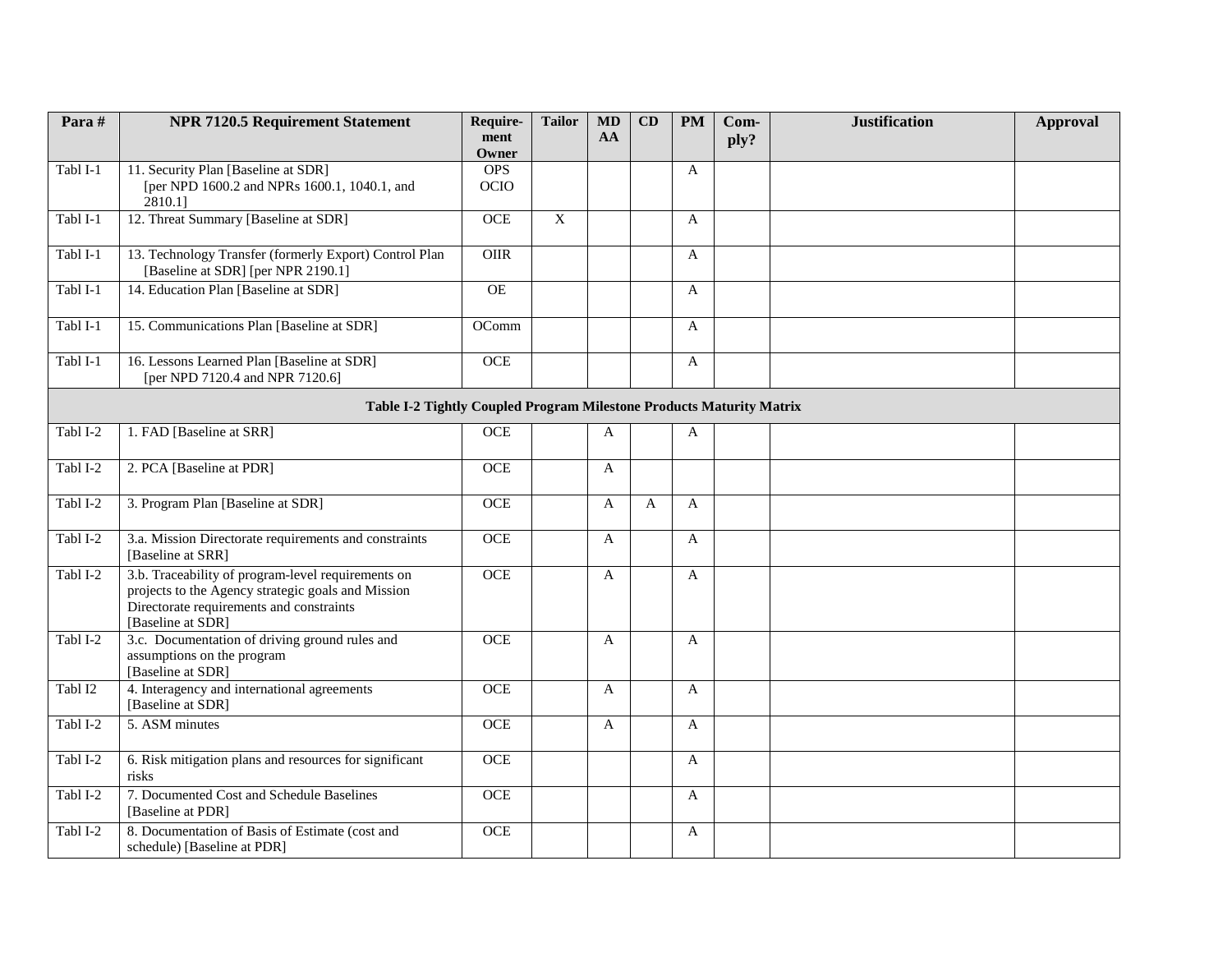| Para # | NPR 7120.5 Requirement Statement | Require-ment Owner | Tailor | MD AA | CD | PM | Com-ply? | Justification | Approval |
|---|---|---|---|---|---|---|---|---|---|
| Tabl I-1 | 11. Security Plan [Baseline at SDR] [per NPD 1600.2 and NPRs 1600.1, 1040.1, and 2810.1] | OPS OCIO | | | | A | | | |
| Tabl I-1 | 12. Threat Summary [Baseline at SDR] | OCE | X | | | A | | | |
| Tabl I-1 | 13. Technology Transfer (formerly Export) Control Plan [Baseline at SDR] [per NPR 2190.1] | OIIR | | | | A | | | |
| Tabl I-1 | 14. Education Plan [Baseline at SDR] | OE | | | | A | | | |
| Tabl I-1 | 15. Communications Plan [Baseline at SDR] | OComm | | | | A | | | |
| Tabl I-1 | 16. Lessons Learned Plan [Baseline at SDR] [per NPD 7120.4 and NPR 7120.6] | OCE | | | | A | | | |
| **Table I-2 Tightly Coupled Program Milestone Products Maturity Matrix** | | | | | | | | | |
| Tabl I-2 | 1. FAD [Baseline at SRR] | OCE | | A | | A | | | |
| Tabl I-2 | 2. PCA [Baseline at PDR] | OCE | | A | | | | | |
| Tabl I-2 | 3. Program Plan [Baseline at SDR] | OCE | | A | A | A | | | |
| Tabl I-2 | 3.a. Mission Directorate requirements and constraints [Baseline at SRR] | OCE | | A | | A | | | |
| Tabl I-2 | 3.b. Traceability of program-level requirements on projects to the Agency strategic goals and Mission Directorate requirements and constraints [Baseline at SDR] | OCE | | A | | A | | | |
| Tabl I-2 | 3.c. Documentation of driving ground rules and assumptions on the program [Baseline at SDR] | OCE | | A | | A | | | |
| Tabl I2 | 4. Interagency and international agreements [Baseline at SDR] | OCE | | A | | A | | | |
| Tabl I-2 | 5. ASM minutes | OCE | | A | | A | | | |
| Tabl I-2 | 6. Risk mitigation plans and resources for significant risks | OCE | | | | A | | | |
| Tabl I-2 | 7. Documented Cost and Schedule Baselines [Baseline at PDR] | OCE | | | | A | | | |
| Tabl I-2 | 8. Documentation of Basis of Estimate (cost and schedule) [Baseline at PDR] | OCE | | | | A | | | |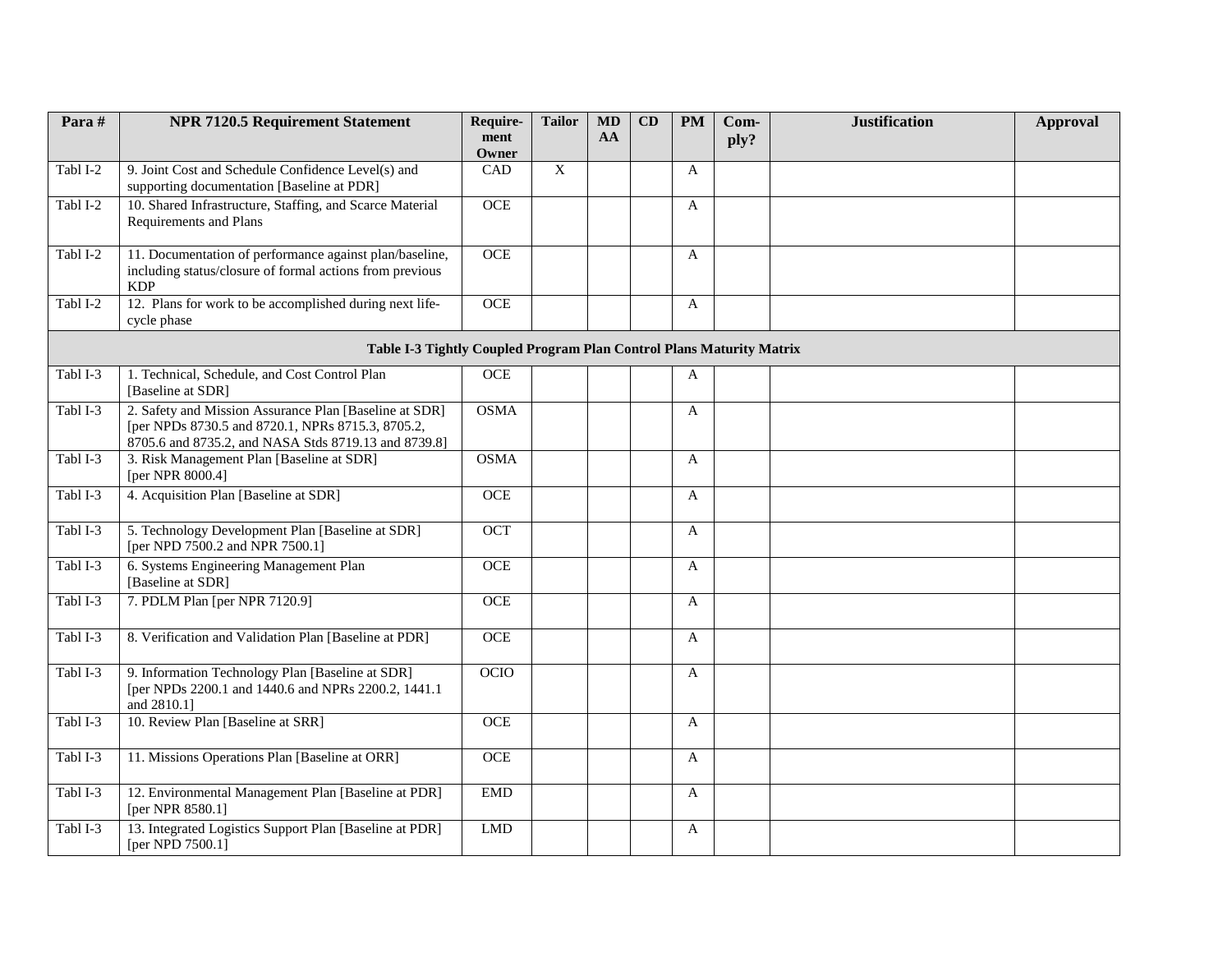| Para # | NPR 7120.5 Requirement Statement | Require-ment Owner | Tailor | MD AA | CD | PM | Com-ply? | Justification | Approval |
|---|---|---|---|---|---|---|---|---|---|
| Tabl I-2 | 9. Joint Cost and Schedule Confidence Level(s) and supporting documentation [Baseline at PDR] | CAD | X | | | A | | | |
| Tabl I-2 | 10. Shared Infrastructure, Staffing, and Scarce Material Requirements and Plans | OCE | | | | A | | | |
| Tabl I-2 | 11. Documentation of performance against plan/baseline, including status/closure of formal actions from previous KDP | OCE | | | | A | | | |
| Tabl I-2 | 12. Plans for work to be accomplished during next life-cycle phase | OCE | | | | A | | | |
| **Table I-3 Tightly Coupled Program Plan Control Plans Maturity Matrix** | | | | | | | | | |
| Tabl I-3 | 1. Technical, Schedule, and Cost Control Plan [Baseline at SDR] | OCE | | | | A | | | |
| Tabl I-3 | 2. Safety and Mission Assurance Plan [Baseline at SDR] [per NPDs 8730.5 and 8720.1, NPRs 8715.3, 8705.2, 8705.6 and 8735.2, and NASA Stds 8719.13 and 8739.8] | OSMA | | | | A | | | |
| Tabl I-3 | 3. Risk Management Plan [Baseline at SDR] [per NPR 8000.4] | OSMA | | | | A | | | |
| Tabl I-3 | 4. Acquisition Plan [Baseline at SDR] | OCE | | | | A | | | |
| Tabl I-3 | 5. Technology Development Plan [Baseline at SDR] [per NPD 7500.2 and NPR 7500.1] | OCT | | | | A | | | |
| Tabl I-3 | 6. Systems Engineering Management Plan [Baseline at SDR] | OCE | | | | A | | | |
| Tabl I-3 | 7. PDLM Plan [per NPR 7120.9] | OCE | | | | A | | | |
| Tabl I-3 | 8. Verification and Validation Plan [Baseline at PDR] | OCE | | | | A | | | |
| Tabl I-3 | 9. Information Technology Plan [Baseline at SDR] [per NPDs 2200.1 and 1440.6 and NPRs 2200.2, 1441.1 and 2810.1] | OCIO | | | | A | | | |
| Tabl I-3 | 10. Review Plan [Baseline at SRR] | OCE | | | | A | | | |
| Tabl I-3 | 11. Missions Operations Plan [Baseline at ORR] | OCE | | | | A | | | |
| Tabl I-3 | 12. Environmental Management Plan [Baseline at PDR] [per NPR 8580.1] | EMD | | | | A | | | |
| Tabl I-3 | 13. Integrated Logistics Support Plan [Baseline at PDR] [per NPD 7500.1] | LMD | | | | A | | | |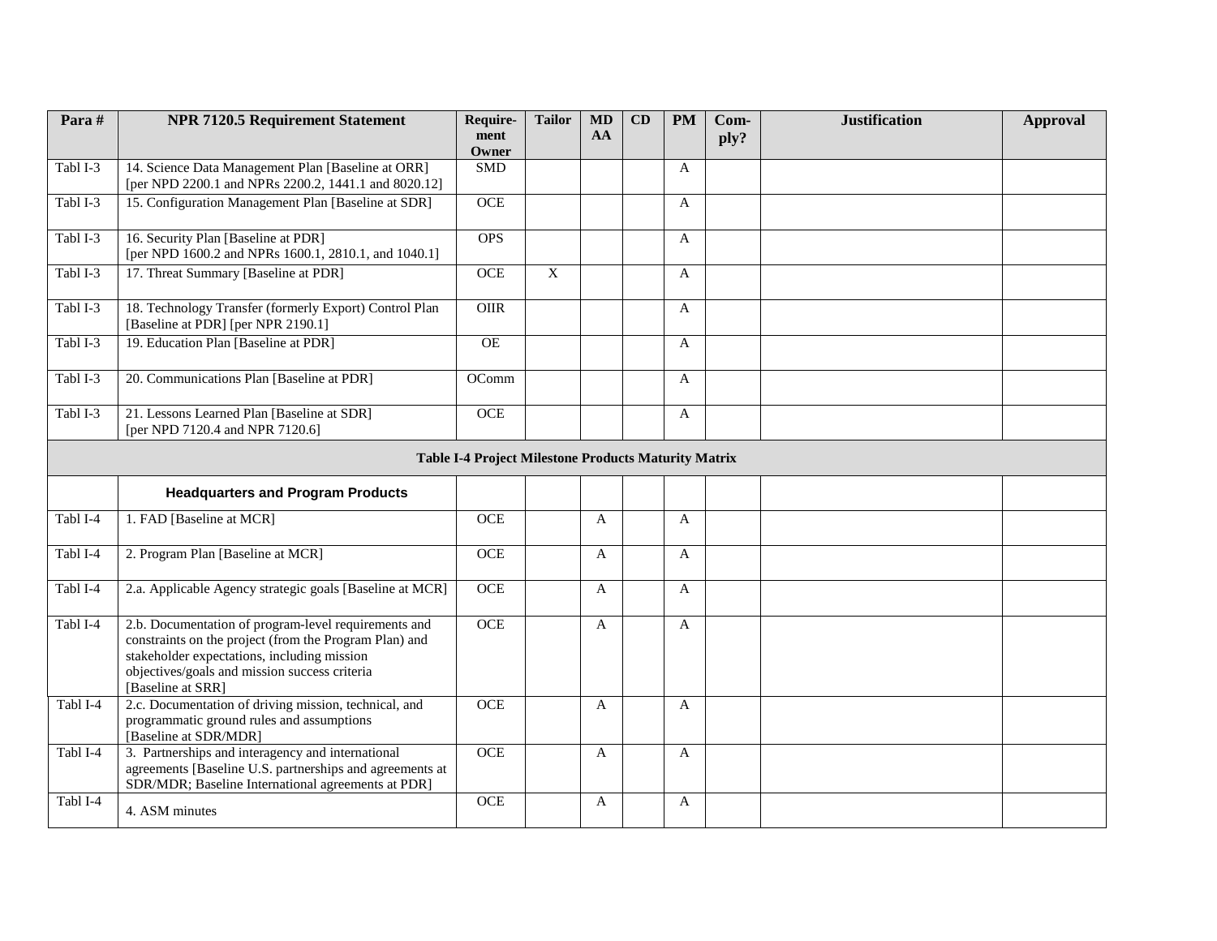| Para # | NPR 7120.5 Requirement Statement | Require-ment Owner | Tailor | MD AA | CD | PM | Com-ply? | Justification | Approval |
|---|---|---|---|---|---|---|---|---|---|
| Tabl I-3 | 14. Science Data Management Plan [Baseline at ORR] [per NPD 2200.1 and NPRs 2200.2, 1441.1 and 8020.12] | SMD | | | | A | | | |
| Tabl I-3 | 15. Configuration Management Plan [Baseline at SDR] | OCE | | | | A | | | |
| Tabl I-3 | 16. Security Plan [Baseline at PDR] [per NPD 1600.2 and NPRs 1600.1, 2810.1, and 1040.1] | OPS | | | | A | | | |
| Tabl I-3 | 17. Threat Summary [Baseline at PDR] | OCE | X | | | A | | | |
| Tabl I-3 | 18. Technology Transfer (formerly Export) Control Plan [Baseline at PDR] [per NPR 2190.1] | OIIR | | | | A | | | |
| Tabl I-3 | 19. Education Plan [Baseline at PDR] | OE | | | | A | | | |
| Tabl I-3 | 20. Communications Plan [Baseline at PDR] | OComm | | | | A | | | |
| Tabl I-3 | 21. Lessons Learned Plan [Baseline at SDR] [per NPD 7120.4 and NPR 7120.6] | OCE | | | | A | | | |
| **Table I-4 Project Milestone Products Maturity Matrix** | | | | | | | | | |
| | **Headquarters and Program Products** | | | | | | | | |
| Tabl I-4 | 1. FAD [Baseline at MCR] | OCE | | A | | A | | | |
| Tabl I-4 | 2. Program Plan [Baseline at MCR] | OCE | | A | | A | | | |
| Tabl I-4 | 2.a. Applicable Agency strategic goals [Baseline at MCR] | OCE | | A | | A | | | |
| Tabl I-4 | 2.b. Documentation of program-level requirements and constraints on the project (from the Program Plan) and stakeholder expectations, including mission objectives/goals and mission success criteria [Baseline at SRR] | OCE | | A | | A | | | |
| Tabl I-4 | 2.c. Documentation of driving mission, technical, and programmatic ground rules and assumptions [Baseline at SDR/MDR] | OCE | | A | | A | | | |
| Tabl I-4 | 3. Partnerships and interagency and international agreements [Baseline U.S. partnerships and agreements at SDR/MDR; Baseline International agreements at PDR] | OCE | | A | | A | | | |
| Tabl I-4 | 4. ASM minutes | OCE | | A | | A | | | |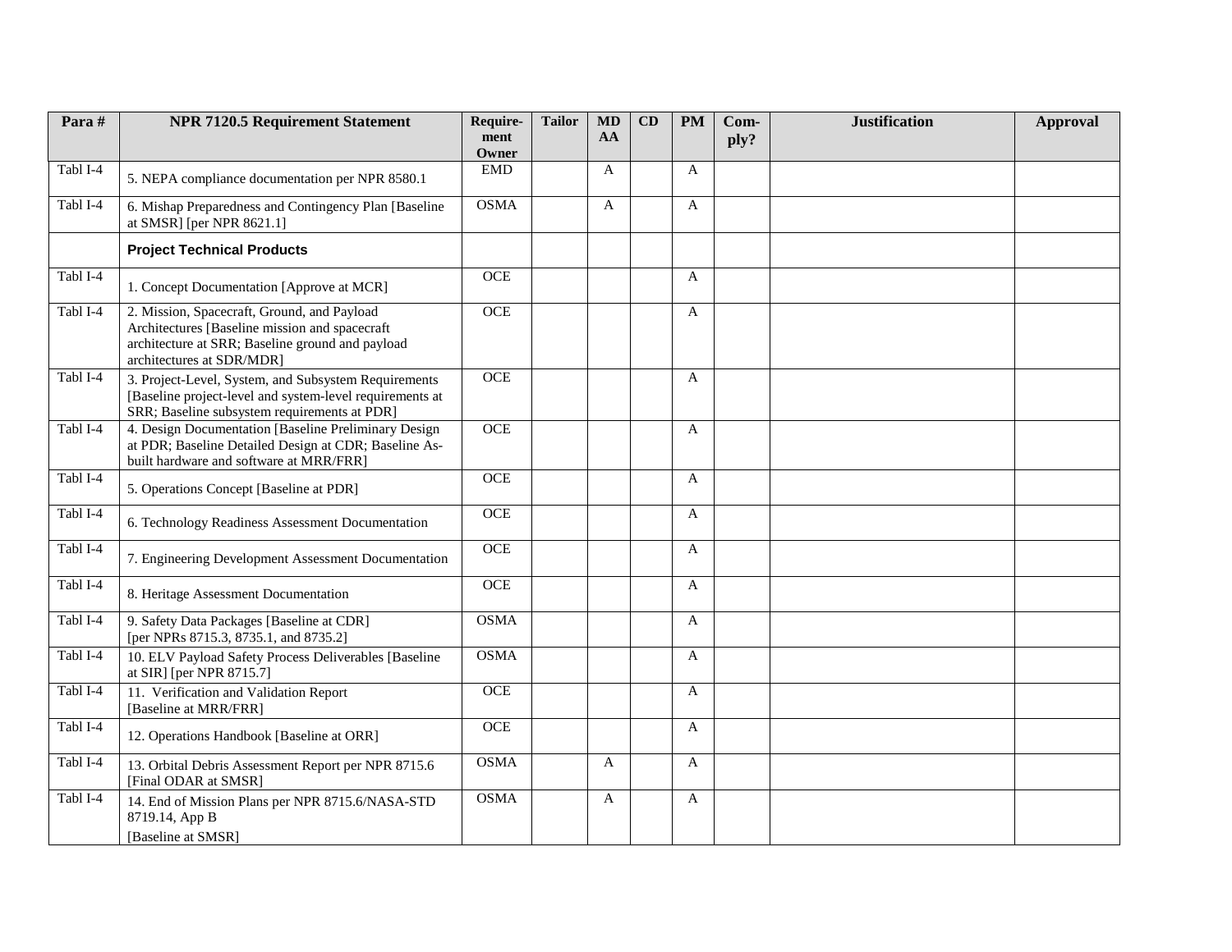| Para # | NPR 7120.5 Requirement Statement | Require-ment Owner | Tailor | MD AA | CD | PM | Com-ply? | Justification | Approval |
|---|---|---|---|---|---|---|---|---|---|
| Tabl I-4 | 5. NEPA compliance documentation per NPR 8580.1 | EMD | | A | | A | | | |
| Tabl I-4 | 6. Mishap Preparedness and Contingency Plan [Baseline at SMSR] [per NPR 8621.1] | OSMA | | A | | A | | | |
| | **Project Technical Products** | | | | | | | | |
| Tabl I-4 | 1. Concept Documentation [Approve at MCR] | OCE | | | | A | | | |
| Tabl I-4 | 2. Mission, Spacecraft, Ground, and Payload Architectures [Baseline mission and spacecraft architecture at SRR; Baseline ground and payload architectures at SDR/MDR] | OCE | | | | A | | | |
| Tabl I-4 | 3. Project-Level, System, and Subsystem Requirements [Baseline project-level and system-level requirements at SRR; Baseline subsystem requirements at PDR] | OCE | | | | A | | | |
| Tabl I-4 | 4. Design Documentation [Baseline Preliminary Design at PDR; Baseline Detailed Design at CDR; Baseline As-built hardware and software at MRR/FRR] | OCE | | | | A | | | |
| Tabl I-4 | 5. Operations Concept [Baseline at PDR] | OCE | | | | A | | | |
| Tabl I-4 | 6. Technology Readiness Assessment Documentation | OCE | | | | A | | | |
| Tabl I-4 | 7. Engineering Development Assessment Documentation | OCE | | | | A | | | |
| Tabl I-4 | 8. Heritage Assessment Documentation | OCE | | | | A | | | |
| Tabl I-4 | 9. Safety Data Packages [Baseline at CDR] [per NPRs 8715.3, 8735.1, and 8735.2] | OSMA | | | | A | | | |
| Tabl I-4 | 10. ELV Payload Safety Process Deliverables [Baseline at SIR] [per NPR 8715.7] | OSMA | | | | A | | | |
| Tabl I-4 | 11. Verification and Validation Report [Baseline at MRR/FRR] | OCE | | | | A | | | |
| Tabl I-4 | 12. Operations Handbook [Baseline at ORR] | OCE | | | | A | | | |
| Tabl I-4 | 13. Orbital Debris Assessment Report per NPR 8715.6 [Final ODAR at SMSR] | OSMA | | A | | A | | | |
| Tabl I-4 | 14. End of Mission Plans per NPR 8715.6/NASA-STD 8719.14, App B [Baseline at SMSR] | OSMA | | A | | A | | | |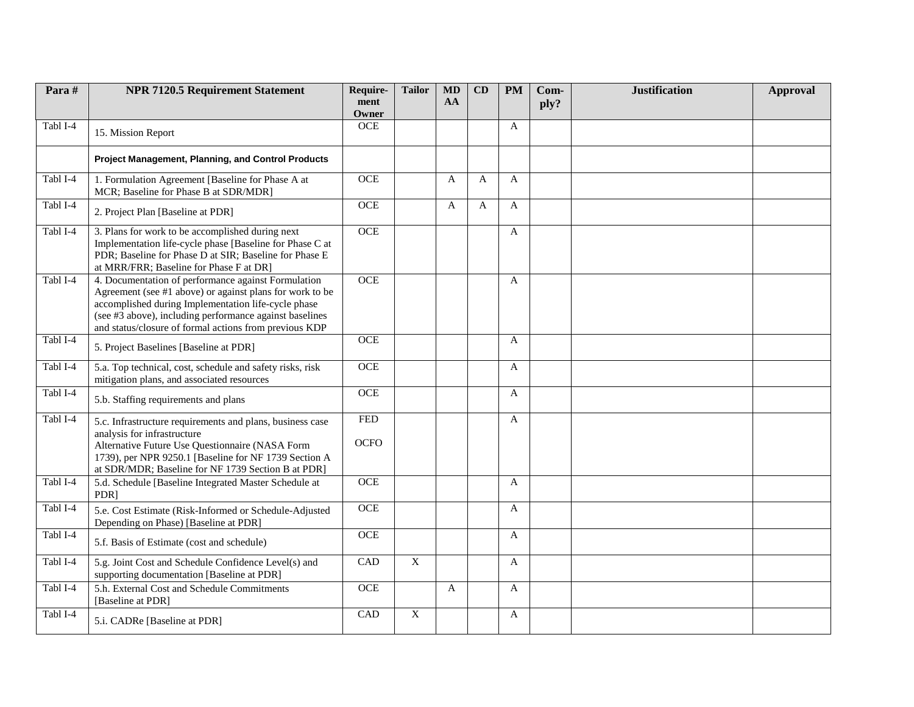| Para # | NPR 7120.5 Requirement Statement | Require-ment Owner | Tailor | MD AA | CD | PM | Com-ply? | Justification | Approval |
|---|---|---|---|---|---|---|---|---|---|
| Tabl I-4 | 15. Mission Report | OCE | | | | A | | | |
| | **Project Management, Planning, and Control Products** | | | | | | | | |
| Tabl I-4 | 1. Formulation Agreement [Baseline for Phase A at MCR; Baseline for Phase B at SDR/MDR] | OCE | | A | A | A | | | |
| Tabl I-4 | 2. Project Plan [Baseline at PDR] | OCE | | A | A | A | | | |
| Tabl I-4 | 3. Plans for work to be accomplished during next Implementation life-cycle phase [Baseline for Phase C at PDR; Baseline for Phase D at SIR; Baseline for Phase E at MRR/FRR; Baseline for Phase F at DR] | OCE | | | | A | | | |
| Tabl I-4 | 4. Documentation of performance against Formulation Agreement (see #1 above) or against plans for work to be accomplished during Implementation life-cycle phase (see #3 above), including performance against baselines and status/closure of formal actions from previous KDP | OCE | | | | A | | | |
| Tabl I-4 | 5. Project Baselines [Baseline at PDR] | OCE | | | | A | | | |
| Tabl I-4 | 5.a. Top technical, cost, schedule and safety risks, risk mitigation plans, and associated resources | OCE | | | | A | | | |
| Tabl I-4 | 5.b. Staffing requirements and plans | OCE | | | | A | | | |
| Tabl I-4 | 5.c. Infrastructure requirements and plans, business case analysis for infrastructure<br>Alternative Future Use Questionnaire (NASA Form 1739), per NPR 9250.1 [Baseline for NF 1739 Section A at SDR/MDR; Baseline for NF 1739 Section B at PDR] | FED<br><br>OCFO | | | | A | | | |
| Tabl I-4 | 5.d. Schedule [Baseline Integrated Master Schedule at PDR] | OCE | | | | A | | | |
| Tabl I-4 | 5.e. Cost Estimate (Risk-Informed or Schedule-Adjusted Depending on Phase) [Baseline at PDR] | OCE | | | | A | | | |
| Tabl I-4 | 5.f. Basis of Estimate (cost and schedule) | OCE | | | | A | | | |
| Tabl I-4 | 5.g. Joint Cost and Schedule Confidence Level(s) and supporting documentation [Baseline at PDR] | CAD | X | | | A | | | |
| Tabl I-4 | 5.h. External Cost and Schedule Commitments [Baseline at PDR] | OCE | | A | | A | | | |
| Tabl I-4 | 5.i. CADRe [Baseline at PDR] | CAD | X | | | A | | | |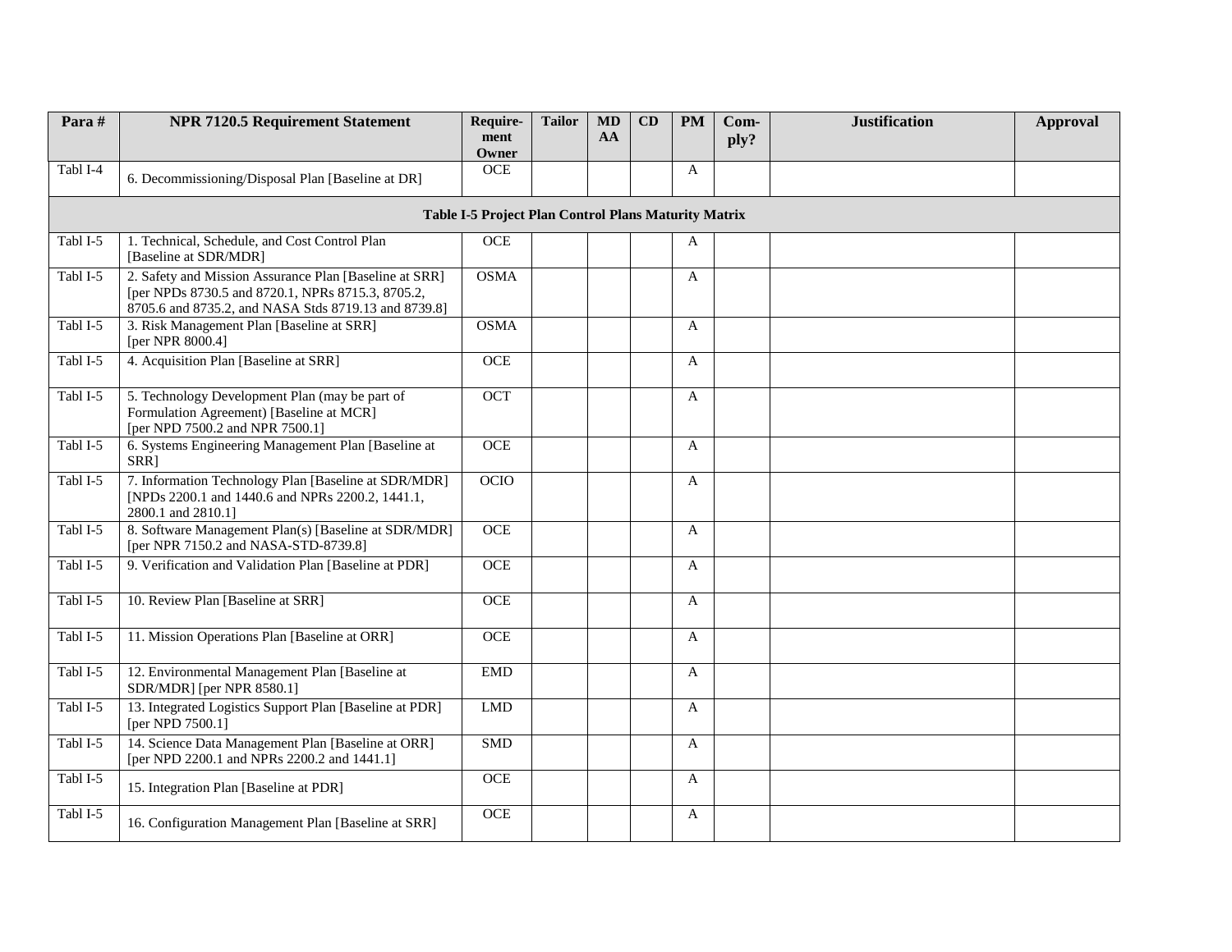| Para # | NPR 7120.5 Requirement Statement | Require-ment Owner | Tailor | MD AA | CD | PM | Com-ply? | Justification | Approval |
|---|---|---|---|---|---|---|---|---|---|
| Tabl I-4 | 6. Decommissioning/Disposal Plan [Baseline at DR] | OCE | | | | A | | | |
| **Table I-5 Project Plan Control Plans Maturity Matrix** | | | | | | | | | |
| Tabl I-5 | 1. Technical, Schedule, and Cost Control Plan [Baseline at SDR/MDR] | OCE | | | | A | | | |
| Tabl I-5 | 2. Safety and Mission Assurance Plan [Baseline at SRR] [per NPDs 8730.5 and 8720.1, NPRs 8715.3, 8705.2, 8705.6 and 8735.2, and NASA Stds 8719.13 and 8739.8] | OSMA | | | | A | | | |
| Tabl I-5 | 3. Risk Management Plan [Baseline at SRR] [per NPR 8000.4] | OSMA | | | | A | | | |
| Tabl I-5 | 4. Acquisition Plan [Baseline at SRR] | OCE | | | | A | | | |
| Tabl I-5 | 5. Technology Development Plan (may be part of Formulation Agreement) [Baseline at MCR] [per NPD 7500.2 and NPR 7500.1] | OCT | | | | A | | | |
| Tabl I-5 | 6. Systems Engineering Management Plan [Baseline at SRR] | OCE | | | | A | | | |
| Tabl I-5 | 7. Information Technology Plan [Baseline at SDR/MDR] [NPDs 2200.1 and 1440.6 and NPRs 2200.2, 1441.1, 2800.1 and 2810.1] | OCIO | | | | A | | | |
| Tabl I-5 | 8. Software Management Plan(s) [Baseline at SDR/MDR] [per NPR 7150.2 and NASA-STD-8739.8] | OCE | | | | A | | | |
| Tabl I-5 | 9. Verification and Validation Plan [Baseline at PDR] | OCE | | | | A | | | |
| Tabl I-5 | 10. Review Plan [Baseline at SRR] | OCE | | | | A | | | |
| Tabl I-5 | 11. Mission Operations Plan [Baseline at ORR] | OCE | | | | A | | | |
| Tabl I-5 | 12. Environmental Management Plan [Baseline at SDR/MDR] [per NPR 8580.1] | EMD | | | | A | | | |
| Tabl I-5 | 13. Integrated Logistics Support Plan [Baseline at PDR] [per NPD 7500.1] | LMD | | | | A | | | |
| Tabl I-5 | 14. Science Data Management Plan [Baseline at ORR] [per NPD 2200.1 and NPRs 2200.2 and 1441.1] | SMD | | | | A | | | |
| Tabl I-5 | 15. Integration Plan [Baseline at PDR] | OCE | | | | A | | | |
| Tabl I-5 | 16. Configuration Management Plan [Baseline at SRR] | OCE | | | | A | | | |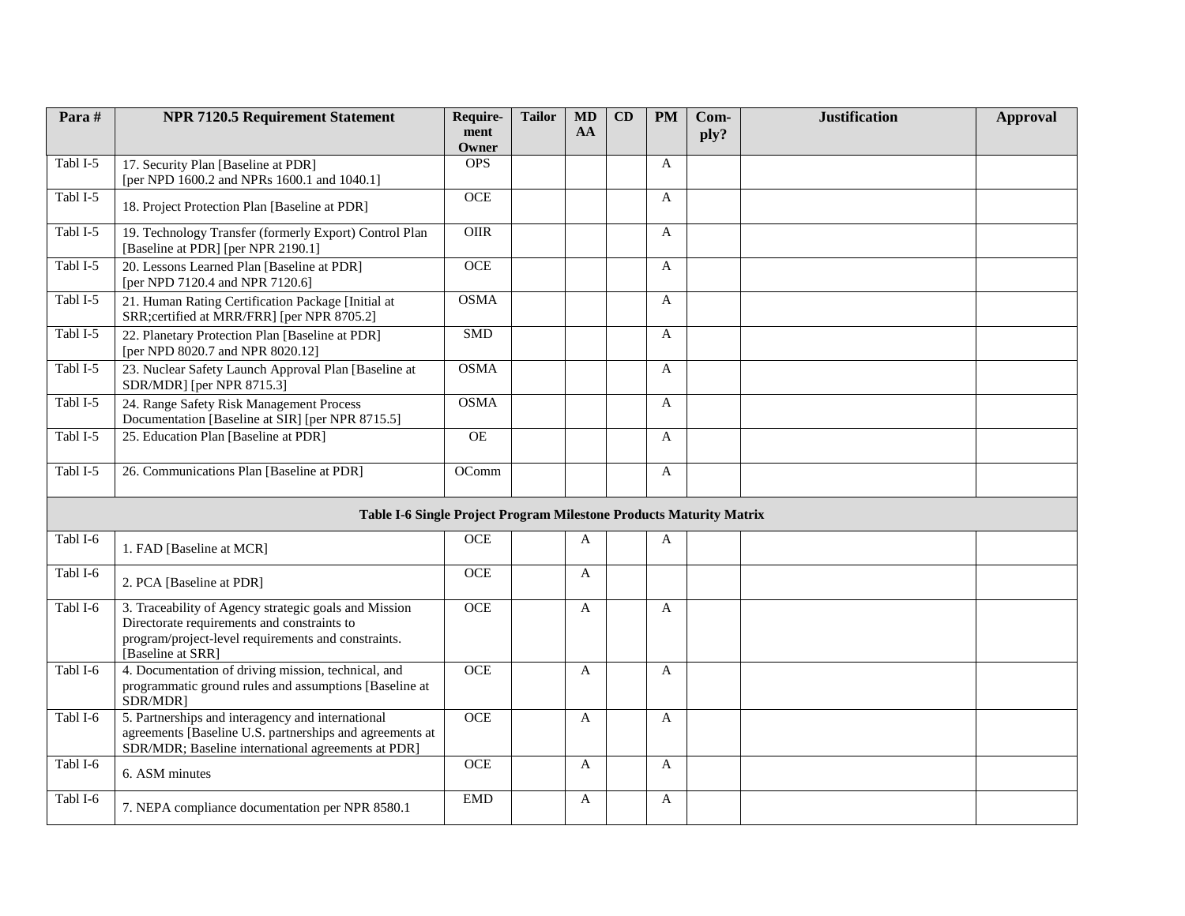| Para # | NPR 7120.5 Requirement Statement | Require-ment Owner | Tailor | MDAA | CD | PM | Com-ply? | Justification | Approval |
|---|---|---|---|---|---|---|---|---|---|
| Tabl I-5 | 17. Security Plan [Baseline at PDR] [per NPD 1600.2 and NPRs 1600.1 and 1040.1] | OPS | | | | A | | | |
| Tabl I-5 | 18. Project Protection Plan [Baseline at PDR] | OCE | | | | A | | | |
| Tabl I-5 | 19. Technology Transfer (formerly Export) Control Plan [Baseline at PDR] [per NPR 2190.1] | OIIR | | | | A | | | |
| Tabl I-5 | 20. Lessons Learned Plan [Baseline at PDR] [per NPD 7120.4 and NPR 7120.6] | OCE | | | | A | | | |
| Tabl I-5 | 21. Human Rating Certification Package [Initial at SRR;certified at MRR/FRR] [per NPR 8705.2] | OSMA | | | | A | | | |
| Tabl I-5 | 22. Planetary Protection Plan [Baseline at PDR] [per NPD 8020.7 and NPR 8020.12] | SMD | | | | A | | | |
| Tabl I-5 | 23. Nuclear Safety Launch Approval Plan [Baseline at SDR/MDR] [per NPR 8715.3] | OSMA | | | | A | | | |
| Tabl I-5 | 24. Range Safety Risk Management Process Documentation [Baseline at SIR] [per NPR 8715.5] | OSMA | | | | A | | | |
| Tabl I-5 | 25. Education Plan [Baseline at PDR] | OE | | | | A | | | |
| Tabl I-5 | 26. Communications Plan [Baseline at PDR] | OComm | | | | A | | | |
| **Table I-6 Single Project Program Milestone Products Maturity Matrix** | | | | | | | | | |
| Tabl I-6 | 1. FAD [Baseline at MCR] | OCE | | A | | A | | | |
| Tabl I-6 | 2. PCA [Baseline at PDR] | OCE | | A | | | | | |
| Tabl I-6 | 3. Traceability of Agency strategic goals and Mission Directorate requirements and constraints to program/project-level requirements and constraints. [Baseline at SRR] | OCE | | A | | A | | | |
| Tabl I-6 | 4. Documentation of driving mission, technical, and programmatic ground rules and assumptions [Baseline at SDR/MDR] | OCE | | A | | A | | | |
| Tabl I-6 | 5. Partnerships and interagency and international agreements [Baseline U.S. partnerships and agreements at SDR/MDR; Baseline international agreements at PDR] | OCE | | A | | A | | | |
| Tabl I-6 | 6. ASM minutes | OCE | | A | | A | | | |
| Tabl I-6 | 7. NEPA compliance documentation per NPR 8580.1 | EMD | | A | | A | | | |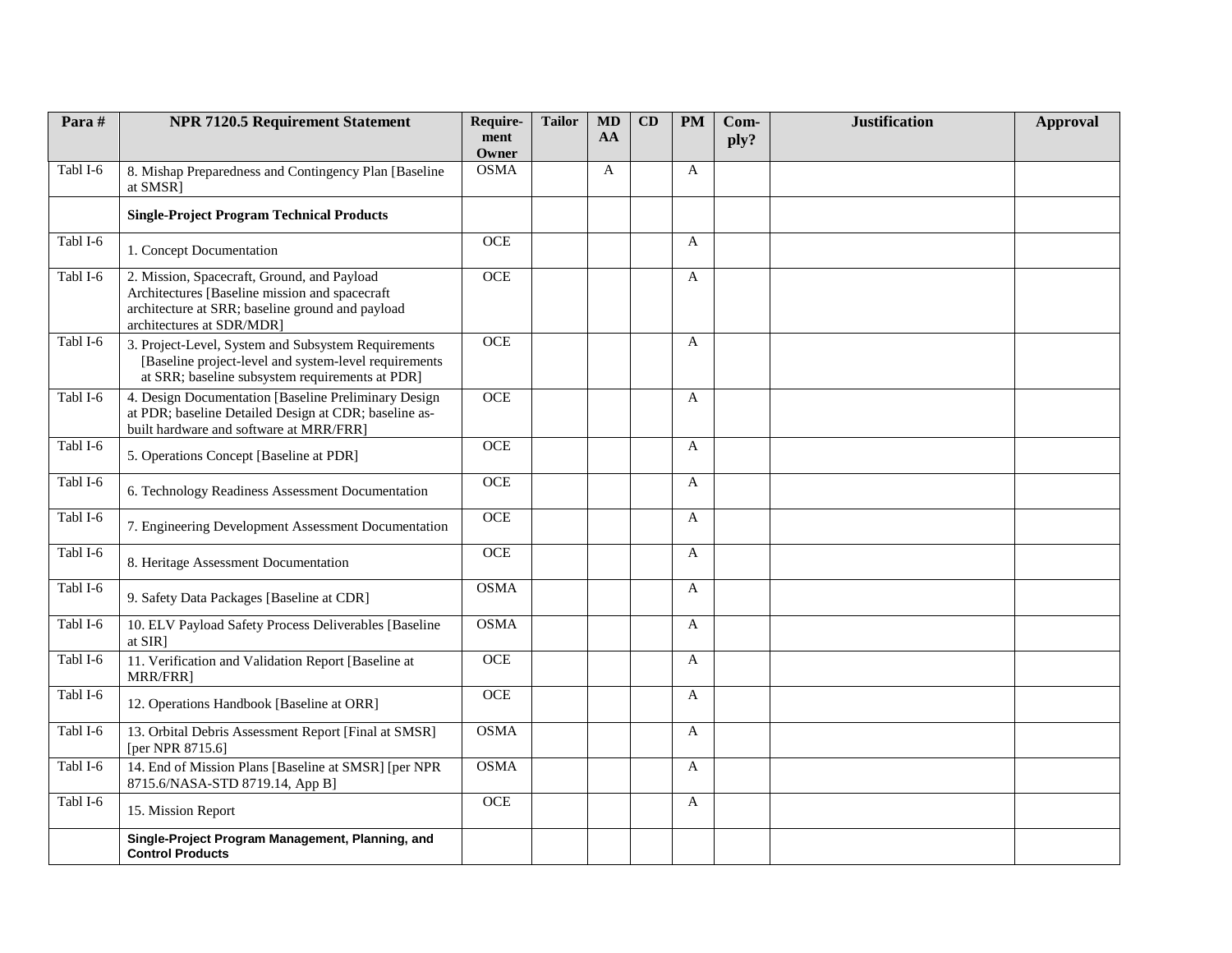| Para # | NPR 7120.5 Requirement Statement | Require-ment Owner | Tailor | MD AA | CD | PM | Com-ply? | Justification | Approval |
|---|---|---|---|---|---|---|---|---|---|
| Tabl I-6 | 8. Mishap Preparedness and Contingency Plan [Baseline at SMSR] | OSMA | | A | | A | | | |
| | **Single-Project Program Technical Products** | | | | | | | | |
| Tabl I-6 | 1. Concept Documentation | OCE | | | | A | | | |
| Tabl I-6 | 2. Mission, Spacecraft, Ground, and Payload Architectures [Baseline mission and spacecraft architecture at SRR; baseline ground and payload architectures at SDR/MDR] | OCE | | | | A | | | |
| Tabl I-6 | 3. Project-Level, System and Subsystem Requirements [Baseline project-level and system-level requirements at SRR; baseline subsystem requirements at PDR] | OCE | | | | A | | | |
| Tabl I-6 | 4. Design Documentation [Baseline Preliminary Design at PDR; baseline Detailed Design at CDR; baseline as-built hardware and software at MRR/FRR] | OCE | | | | A | | | |
| Tabl I-6 | 5. Operations Concept [Baseline at PDR] | OCE | | | | A | | | |
| Tabl I-6 | 6. Technology Readiness Assessment Documentation | OCE | | | | A | | | |
| Tabl I-6 | 7. Engineering Development Assessment Documentation | OCE | | | | A | | | |
| Tabl I-6 | 8. Heritage Assessment Documentation | OCE | | | | A | | | |
| Tabl I-6 | 9. Safety Data Packages [Baseline at CDR] | OSMA | | | | A | | | |
| Tabl I-6 | 10. ELV Payload Safety Process Deliverables [Baseline at SIR] | OSMA | | | | A | | | |
| Tabl I-6 | 11. Verification and Validation Report [Baseline at MRR/FRR] | OCE | | | | A | | | |
| Tabl I-6 | 12. Operations Handbook [Baseline at ORR] | OCE | | | | A | | | |
| Tabl I-6 | 13. Orbital Debris Assessment Report [Final at SMSR] [per NPR 8715.6] | OSMA | | | | A | | | |
| Tabl I-6 | 14. End of Mission Plans [Baseline at SMSR] [per NPR 8715.6/NASA-STD 8719.14, App B] | OSMA | | | | A | | | |
| Tabl I-6 | 15. Mission Report | OCE | | | | A | | | |
| | **Single-Project Program Management, Planning, and Control Products** | | | | | | | | |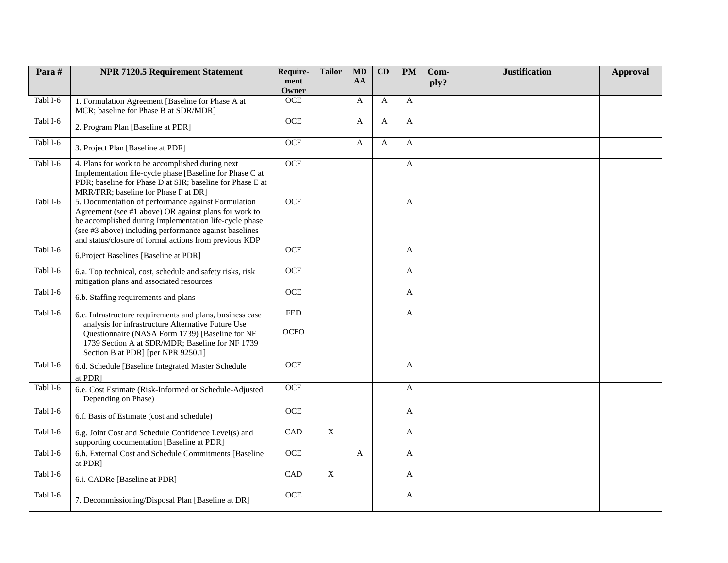| Para # | NPR 7120.5 Requirement Statement | Require-ment Owner | Tailor | MD AA | CD | PM | Com-ply? | Justification | Approval |
|---|---|---|---|---|---|---|---|---|---|
| Tabl I-6 | 1. Formulation Agreement [Baseline for Phase A at MCR; baseline for Phase B at SDR/MDR] | OCE | | A | A | A | | | |
| Tabl I-6 | 2. Program Plan [Baseline at PDR] | OCE | | A | A | A | | | |
| Tabl I-6 | 3. Project Plan [Baseline at PDR] | OCE | | A | A | A | | | |
| Tabl I-6 | 4. Plans for work to be accomplished during next Implementation life-cycle phase [Baseline for Phase C at PDR; baseline for Phase D at SIR; baseline for Phase E at MRR/FRR; baseline for Phase F at DR] | OCE | | | | A | | | |
| Tabl I-6 | 5. Documentation of performance against Formulation Agreement (see #1 above) OR against plans for work to be accomplished during Implementation life-cycle phase (see #3 above) including performance against baselines and status/closure of formal actions from previous KDP | OCE | | | | A | | | |
| Tabl I-6 | 6.Project Baselines [Baseline at PDR] | OCE | | | | A | | | |
| Tabl I-6 | 6.a. Top technical, cost, schedule and safety risks, risk mitigation plans and associated resources | OCE | | | | A | | | |
| Tabl I-6 | 6.b. Staffing requirements and plans | OCE | | | | A | | | |
| Tabl I-6 | 6.c. Infrastructure requirements and plans, business case analysis for infrastructure Alternative Future Use Questionnaire (NASA Form 1739) [Baseline for NF 1739 Section A at SDR/MDR; Baseline for NF 1739 Section B at PDR] [per NPR 9250.1] | FED<br>OCFO | | | | A | | | |
| Tabl I-6 | 6.d. Schedule [Baseline Integrated Master Schedule at PDR] | OCE | | | | A | | | |
| Tabl I-6 | 6.e. Cost Estimate (Risk-Informed or Schedule-Adjusted Depending on Phase) | OCE | | | | A | | | |
| Tabl I-6 | 6.f. Basis of Estimate (cost and schedule) | OCE | | | | A | | | |
| Tabl I-6 | 6.g. Joint Cost and Schedule Confidence Level(s) and supporting documentation [Baseline at PDR] | CAD | X | | | A | | | |
| Tabl I-6 | 6.h. External Cost and Schedule Commitments [Baseline at PDR] | OCE | | A | | A | | | |
| Tabl I-6 | 6.i. CADRe [Baseline at PDR] | CAD | X | | | A | | | |
| Tabl I-6 | 7. Decommissioning/Disposal Plan [Baseline at DR] | OCE | | | | A | | | |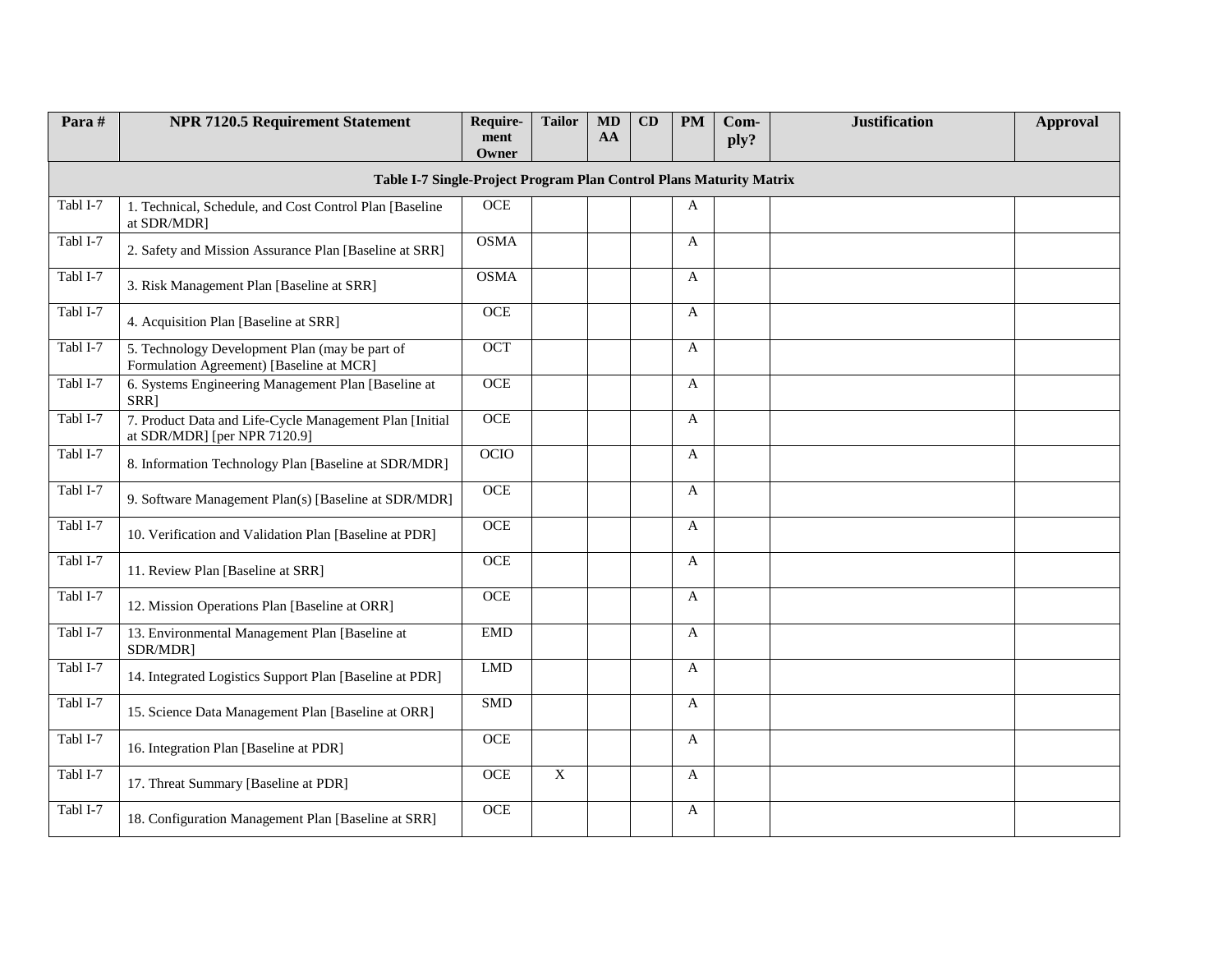| Para # | NPR 7120.5 Requirement Statement | Require-ment Owner | Tailor | MD AA | CD | PM | Com-ply? | Justification | Approval |
|---|---|---|---|---|---|---|---|---|---|
| **Table I-7 Single-Project Program Plan Control Plans Maturity Matrix** | | | | | | | | | |
| Tabl I-7 | 1. Technical, Schedule, and Cost Control Plan [Baseline at SDR/MDR] | OCE | | | | A | | | |
| Tabl I-7 | 2. Safety and Mission Assurance Plan [Baseline at SRR] | OSMA | | | | A | | | |
| Tabl I-7 | 3. Risk Management Plan [Baseline at SRR] | OSMA | | | | A | | | |
| Tabl I-7 | 4. Acquisition Plan [Baseline at SRR] | OCE | | | | A | | | |
| Tabl I-7 | 5. Technology Development Plan (may be part of Formulation Agreement) [Baseline at MCR] | OCT | | | | A | | | |
| Tabl I-7 | 6. Systems Engineering Management Plan [Baseline at SRR] | OCE | | | | A | | | |
| Tabl I-7 | 7. Product Data and Life-Cycle Management Plan [Initial at SDR/MDR] [per NPR 7120.9] | OCE | | | | A | | | |
| Tabl I-7 | 8. Information Technology Plan [Baseline at SDR/MDR] | OCIO | | | | A | | | |
| Tabl I-7 | 9. Software Management Plan(s) [Baseline at SDR/MDR] | OCE | | | | A | | | |
| Tabl I-7 | 10. Verification and Validation Plan [Baseline at PDR] | OCE | | | | A | | | |
| Tabl I-7 | 11. Review Plan [Baseline at SRR] | OCE | | | | A | | | |
| Tabl I-7 | 12. Mission Operations Plan [Baseline at ORR] | OCE | | | | A | | | |
| Tabl I-7 | 13. Environmental Management Plan [Baseline at SDR/MDR] | EMD | | | | A | | | |
| Tabl I-7 | 14. Integrated Logistics Support Plan [Baseline at PDR] | LMD | | | | A | | | |
| Tabl I-7 | 15. Science Data Management Plan [Baseline at ORR] | SMD | | | | A | | | |
| Tabl I-7 | 16. Integration Plan [Baseline at PDR] | OCE | | | | A | | | |
| Tabl I-7 | 17. Threat Summary [Baseline at PDR] | OCE | X | | | A | | | |
| Tabl I-7 | 18. Configuration Management Plan [Baseline at SRR] | OCE | | | | A | | | |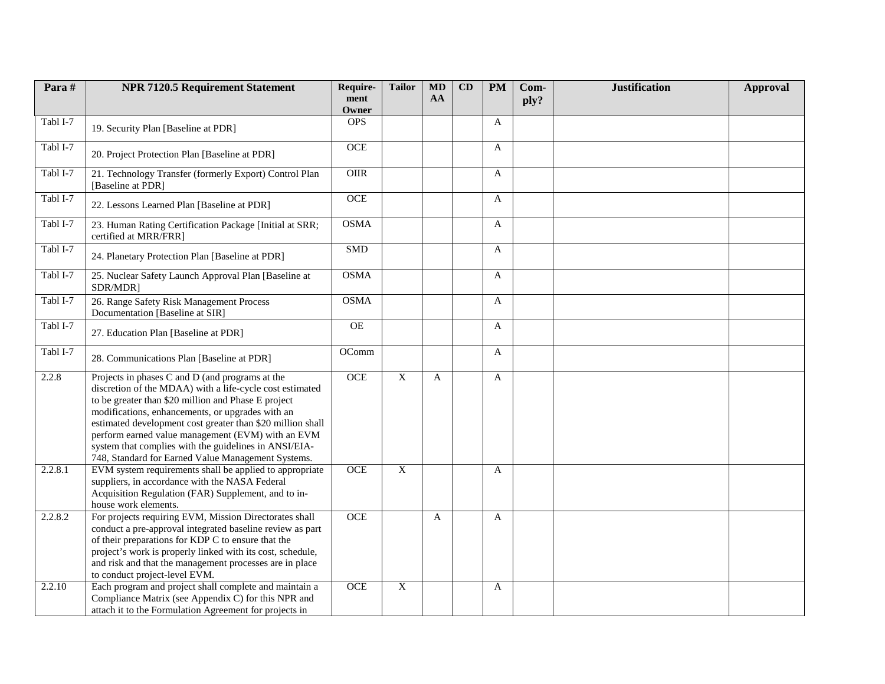| Para # | NPR 7120.5 Requirement Statement | Require-ment Owner | Tailor | MD AA | CD | PM | Com-ply? | Justification | Approval |
|---|---|---|---|---|---|---|---|---|---|
| Tabl I-7 | 19. Security Plan [Baseline at PDR] | OPS | | | | A | | | |
| Tabl I-7 | 20. Project Protection Plan [Baseline at PDR] | OCE | | | | A | | | |
| Tabl I-7 | 21. Technology Transfer (formerly Export) Control Plan [Baseline at PDR] | OIIR | | | | A | | | |
| Tabl I-7 | 22. Lessons Learned Plan [Baseline at PDR] | OCE | | | | A | | | |
| Tabl I-7 | 23. Human Rating Certification Package [Initial at SRR; certified at MRR/FRR] | OSMA | | | | A | | | |
| Tabl I-7 | 24. Planetary Protection Plan [Baseline at PDR] | SMD | | | | A | | | |
| Tabl I-7 | 25. Nuclear Safety Launch Approval Plan [Baseline at SDR/MDR] | OSMA | | | | A | | | |
| Tabl I-7 | 26. Range Safety Risk Management Process Documentation [Baseline at SIR] | OSMA | | | | A | | | |
| Tabl I-7 | 27. Education Plan [Baseline at PDR] | OE | | | | A | | | |
| Tabl I-7 | 28. Communications Plan [Baseline at PDR] | OComm | | | | A | | | |
| 2.2.8 | Projects in phases C and D (and programs at the discretion of the MDAA) with a life-cycle cost estimated to be greater than $20 million and Phase E project modifications, enhancements, or upgrades with an estimated development cost greater than $20 million shall perform earned value management (EVM) with an EVM system that complies with the guidelines in ANSI/EIA-748, Standard for Earned Value Management Systems. | OCE | X | A | | A | | | |
| 2.2.8.1 | EVM system requirements shall be applied to appropriate suppliers, in accordance with the NASA Federal Acquisition Regulation (FAR) Supplement, and to in-house work elements. | OCE | X | | | A | | | |
| 2.2.8.2 | For projects requiring EVM, Mission Directorates shall conduct a pre-approval integrated baseline review as part of their preparations for KDP C to ensure that the project's work is properly linked with its cost, schedule, and risk and that the management processes are in place to conduct project-level EVM. | OCE | | A | | A | | | |
| 2.2.10 | Each program and project shall complete and maintain a Compliance Matrix (see Appendix C) for this NPR and attach it to the Formulation Agreement for projects in | OCE | X | | | A | | | |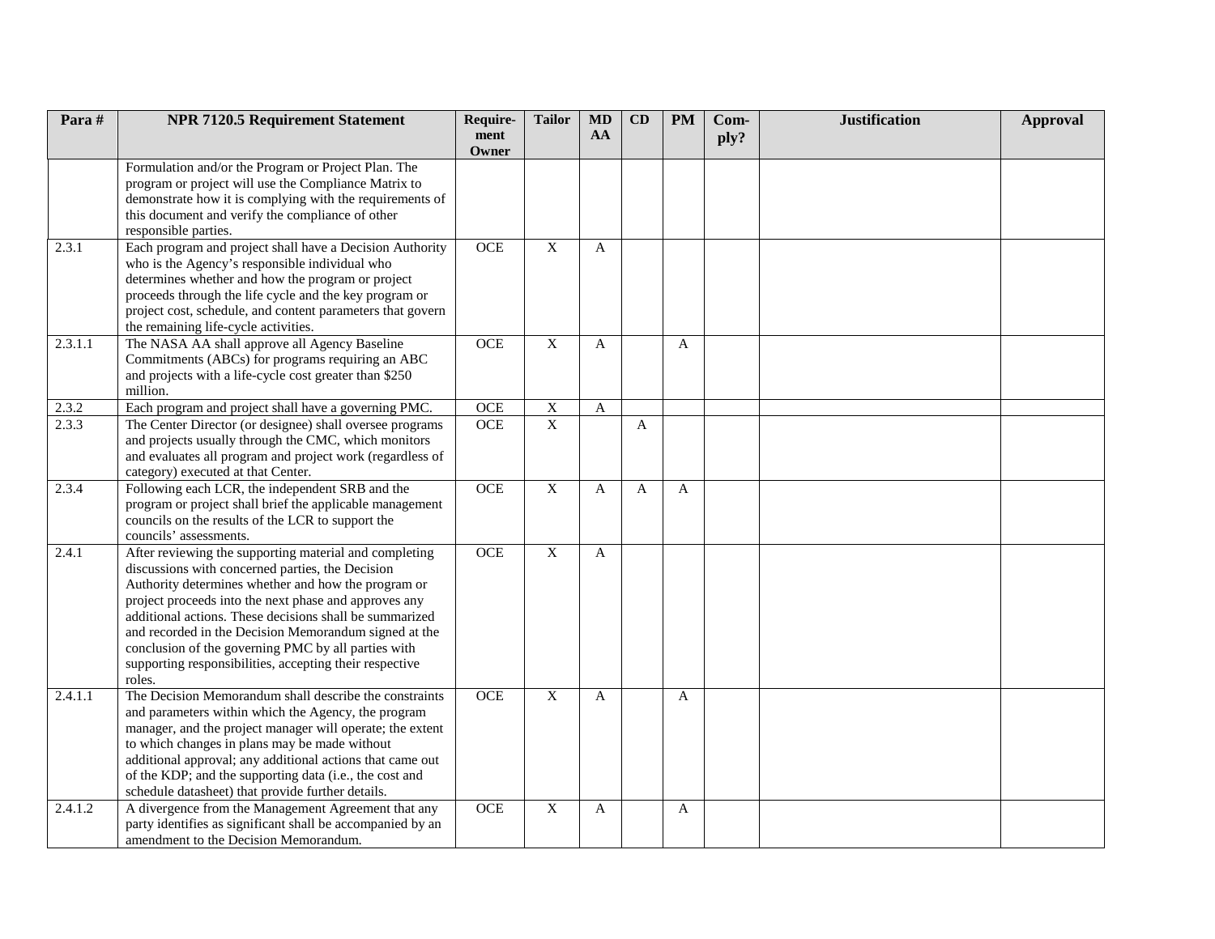| Para # | NPR 7120.5 Requirement Statement | Require-ment Owner | Tailor | MD AA | CD | PM | Com-ply? | Justification | Approval |
|---|---|---|---|---|---|---|---|---|---|
| | Formulation and/or the Program or Project Plan. The program or project will use the Compliance Matrix to demonstrate how it is complying with the requirements of this document and verify the compliance of other responsible parties. | | | | | | | | |
| 2.3.1 | Each program and project shall have a Decision Authority who is the Agency's responsible individual who determines whether and how the program or project proceeds through the life cycle and the key program or project cost, schedule, and content parameters that govern the remaining life-cycle activities. | OCE | X | A | | | | | |
| 2.3.1.1 | The NASA AA shall approve all Agency Baseline Commitments (ABCs) for programs requiring an ABC and projects with a life-cycle cost greater than $250 million. | OCE | X | A | | A | | | |
| 2.3.2 | Each program and project shall have a governing PMC. | OCE | X | A | | | | | |
| 2.3.3 | The Center Director (or designee) shall oversee programs and projects usually through the CMC, which monitors and evaluates all program and project work (regardless of category) executed at that Center. | OCE | X | | A | | | | |
| 2.3.4 | Following each LCR, the independent SRB and the program or project shall brief the applicable management councils on the results of the LCR to support the councils' assessments. | OCE | X | A | A | A | | | |
| 2.4.1 | After reviewing the supporting material and completing discussions with concerned parties, the Decision Authority determines whether and how the program or project proceeds into the next phase and approves any additional actions. These decisions shall be summarized and recorded in the Decision Memorandum signed at the conclusion of the governing PMC by all parties with supporting responsibilities, accepting their respective roles. | OCE | X | A | | | | | |
| 2.4.1.1 | The Decision Memorandum shall describe the constraints and parameters within which the Agency, the program manager, and the project manager will operate; the extent to which changes in plans may be made without additional approval; any additional actions that came out of the KDP; and the supporting data (i.e., the cost and schedule datasheet) that provide further details. | OCE | X | A | | A | | | |
| 2.4.1.2 | A divergence from the Management Agreement that any party identifies as significant shall be accompanied by an amendment to the Decision Memorandum. | OCE | X | A | | A | | | |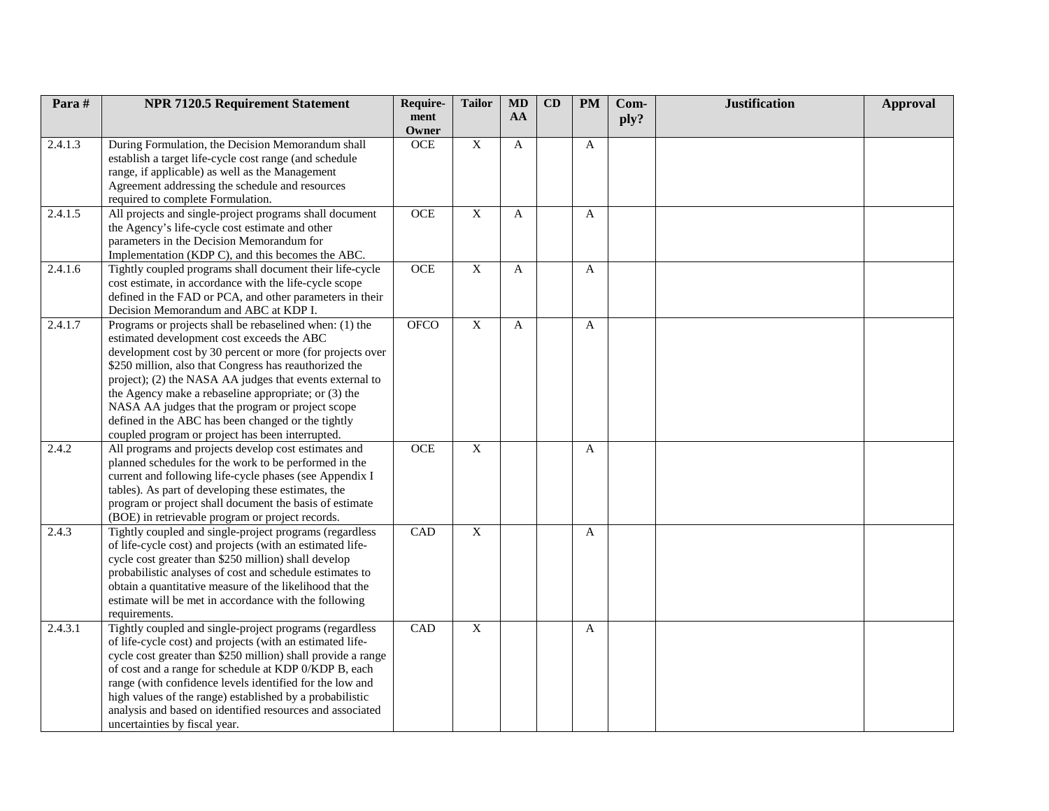| Para # | NPR 7120.5 Requirement Statement | Require-ment Owner | Tailor | MD AA | CD | PM | Com-ply? | Justification | Approval |
|---|---|---|---|---|---|---|---|---|---|
| 2.4.1.3 | During Formulation, the Decision Memorandum shall establish a target life-cycle cost range (and schedule range, if applicable) as well as the Management Agreement addressing the schedule and resources required to complete Formulation. | OCE | X | A | | A | | | |
| 2.4.1.5 | All projects and single-project programs shall document the Agency's life-cycle cost estimate and other parameters in the Decision Memorandum for Implementation (KDP C), and this becomes the ABC. | OCE | X | A | | A | | | |
| 2.4.1.6 | Tightly coupled programs shall document their life-cycle cost estimate, in accordance with the life-cycle scope defined in the FAD or PCA, and other parameters in their Decision Memorandum and ABC at KDP I. | OCE | X | A | | A | | | |
| 2.4.1.7 | Programs or projects shall be rebaselined when: (1) the estimated development cost exceeds the ABC development cost by 30 percent or more (for projects over $250 million, also that Congress has reauthorized the project); (2) the NASA AA judges that events external to the Agency make a rebaseline appropriate; or (3) the NASA AA judges that the program or project scope defined in the ABC has been changed or the tightly coupled program or project has been interrupted. | OFCO | X | A | | A | | | |
| 2.4.2 | All programs and projects develop cost estimates and planned schedules for the work to be performed in the current and following life-cycle phases (see Appendix I tables). As part of developing these estimates, the program or project shall document the basis of estimate (BOE) in retrievable program or project records. | OCE | X | | | A | | | |
| 2.4.3 | Tightly coupled and single-project programs (regardless of life-cycle cost) and projects (with an estimated life-cycle cost greater than $250 million) shall develop probabilistic analyses of cost and schedule estimates to obtain a quantitative measure of the likelihood that the estimate will be met in accordance with the following requirements. | CAD | X | | | A | | | |
| 2.4.3.1 | Tightly coupled and single-project programs (regardless of life-cycle cost) and projects (with an estimated life-cycle cost greater than $250 million) shall provide a range of cost and a range for schedule at KDP 0/KDP B, each range (with confidence levels identified for the low and high values of the range) established by a probabilistic analysis and based on identified resources and associated uncertainties by fiscal year. | CAD | X | | | A | | | |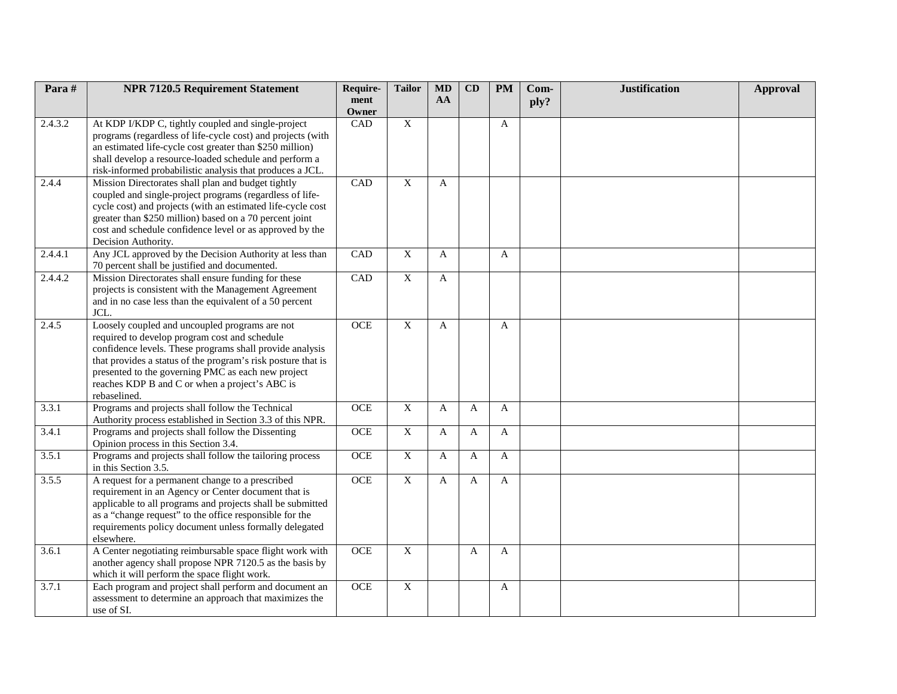| Para # | NPR 7120.5 Requirement Statement | Require-ment Owner | Tailor | MD AA | CD | PM | Com-ply? | Justification | Approval |
|---|---|---|---|---|---|---|---|---|---|
| 2.4.3.2 | At KDP I/KDP C, tightly coupled and single-project programs (regardless of life-cycle cost) and projects (with an estimated life-cycle cost greater than $250 million) shall develop a resource-loaded schedule and perform a risk-informed probabilistic analysis that produces a JCL. | CAD | X | | | A | | | |
| 2.4.4 | Mission Directorates shall plan and budget tightly coupled and single-project programs (regardless of life-cycle cost) and projects (with an estimated life-cycle cost greater than $250 million) based on a 70 percent joint cost and schedule confidence level or as approved by the Decision Authority. | CAD | X | A | | | | | |
| 2.4.4.1 | Any JCL approved by the Decision Authority at less than 70 percent shall be justified and documented. | CAD | X | A | | A | | | |
| 2.4.4.2 | Mission Directorates shall ensure funding for these projects is consistent with the Management Agreement and in no case less than the equivalent of a 50 percent JCL. | CAD | X | A | | | | | |
| 2.4.5 | Loosely coupled and uncoupled programs are not required to develop program cost and schedule confidence levels. These programs shall provide analysis that provides a status of the program's risk posture that is presented to the governing PMC as each new project reaches KDP B and C or when a project's ABC is rebaselined. | OCE | X | A | | A | | | |
| 3.3.1 | Programs and projects shall follow the Technical Authority process established in Section 3.3 of this NPR. | OCE | X | A | A | A | | | |
| 3.4.1 | Programs and projects shall follow the Dissenting Opinion process in this Section 3.4. | OCE | X | A | A | A | | | |
| 3.5.1 | Programs and projects shall follow the tailoring process in this Section 3.5. | OCE | X | A | A | A | | | |
| 3.5.5 | A request for a permanent change to a prescribed requirement in an Agency or Center document that is applicable to all programs and projects shall be submitted as a "change request" to the office responsible for the requirements policy document unless formally delegated elsewhere. | OCE | X | A | A | A | | | |
| 3.6.1 | A Center negotiating reimbursable space flight work with another agency shall propose NPR 7120.5 as the basis by which it will perform the space flight work. | OCE | X | | A | A | | | |
| 3.7.1 | Each program and project shall perform and document an assessment to determine an approach that maximizes the use of SI. | OCE | X | | | A | | | |